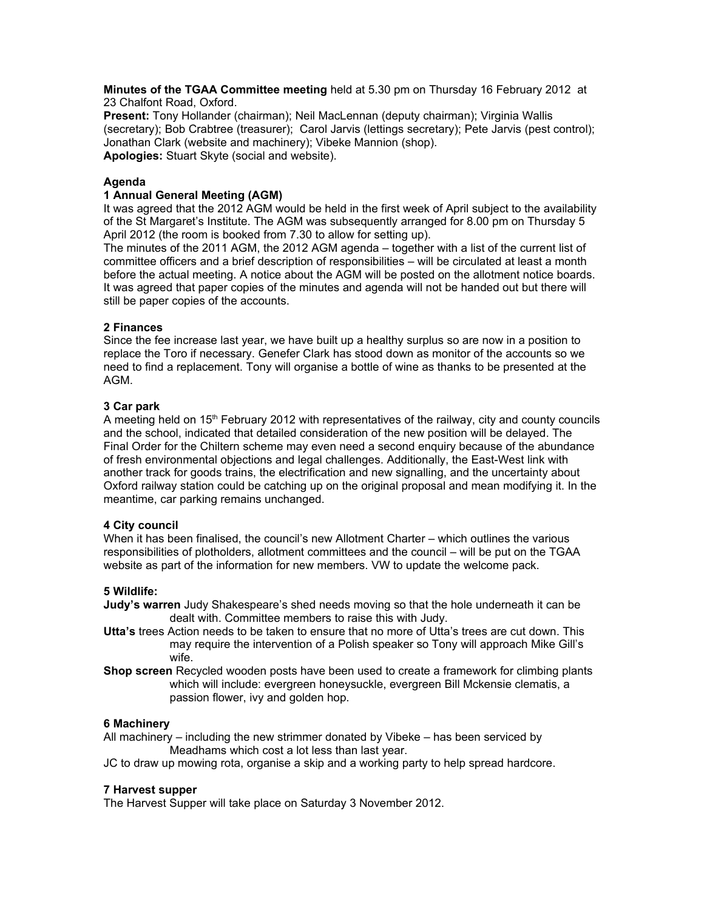**Minutes of the TGAA Committee meeting** held at 5.30 pm on Thursday 16 February 2012 at 23 Chalfont Road, Oxford.

**Present:** Tony Hollander (chairman); Neil MacLennan (deputy chairman); Virginia Wallis (secretary); Bob Crabtree (treasurer); Carol Jarvis (lettings secretary); Pete Jarvis (pest control); Jonathan Clark (website and machinery); Vibeke Mannion (shop).

**Apologies:** Stuart Skyte (social and website).

### Agenda

#### 1 Annual General Meeting (AGM)

It was agreed that the 2012 AGM would be held in the first week of April subject to the availability of the St Margaret's Institute. The AGM was subsequently arranged for 8.00 pm on Thursday 5 April 2012 (the room is booked from 7.30 to allow for setting up).

The minutes of the 2011 AGM, the 2012 AGM agenda – together with a list of the current list of committee officers and a brief description of responsibilities – will be circulated at least a month before the actual meeting. A notice about the AGM will be posted on the allotment notice boards. It was agreed that paper copies of the minutes and agenda will not be handed out but there will still be paper copies of the accounts.

#### 2 Finances

Since the fee increase last year, we have built up a healthy surplus so are now in a position to replace the Toro if necessary. Genefer Clark has stood down as monitor of the accounts so we need to find a replacement. Tony will organise a bottle of wine as thanks to be presented at the AGM.

#### 3 Car park

A meeting held on 15th February 2012 with representatives of the railway, city and county councils and the school, indicated that detailed consideration of the new position will be delayed. The Final Order for the Chiltern scheme may even need a second enquiry because of the abundance of fresh environmental objections and legal challenges. Additionally, the East-West link with another track for goods trains, the electrification and new signalling, and the uncertainty about Oxford railway station could be catching up on the original proposal and mean modifying it. In the meantime, car parking remains unchanged.

#### 4 City council

When it has been finalised, the council's new Allotment Charter – which outlines the various responsibilities of plotholders, allotment committees and the council – will be put on the TGAA website as part of the information for new members. VW to update the welcome pack.

#### 5 Wildlife:

**Judy's warren** Judy Shakespeare's shed needs moving so that the hole underneath it can be dealt with. Committee members to raise this with Judy.

**Utta's** trees Action needs to be taken to ensure that no more of Utta's trees are cut down. This may require the intervention of a Polish speaker so Tony will approach Mike Gill's wife.

**Shop screen** Recycled wooden posts have been used to create a framework for climbing plants which will include: evergreen honeysuckle, evergreen Bill Mckensie clematis, a passion flower, ivy and golden hop.

#### 6 Machinery

All machinery – including the new strimmer donated by Vibeke – has been serviced by Meadhams which cost a lot less than last year.

JC to draw up mowing rota, organise a skip and a working party to help spread hardcore.

#### 7 Harvest supper

The Harvest Supper will take place on Saturday 3 November 2012.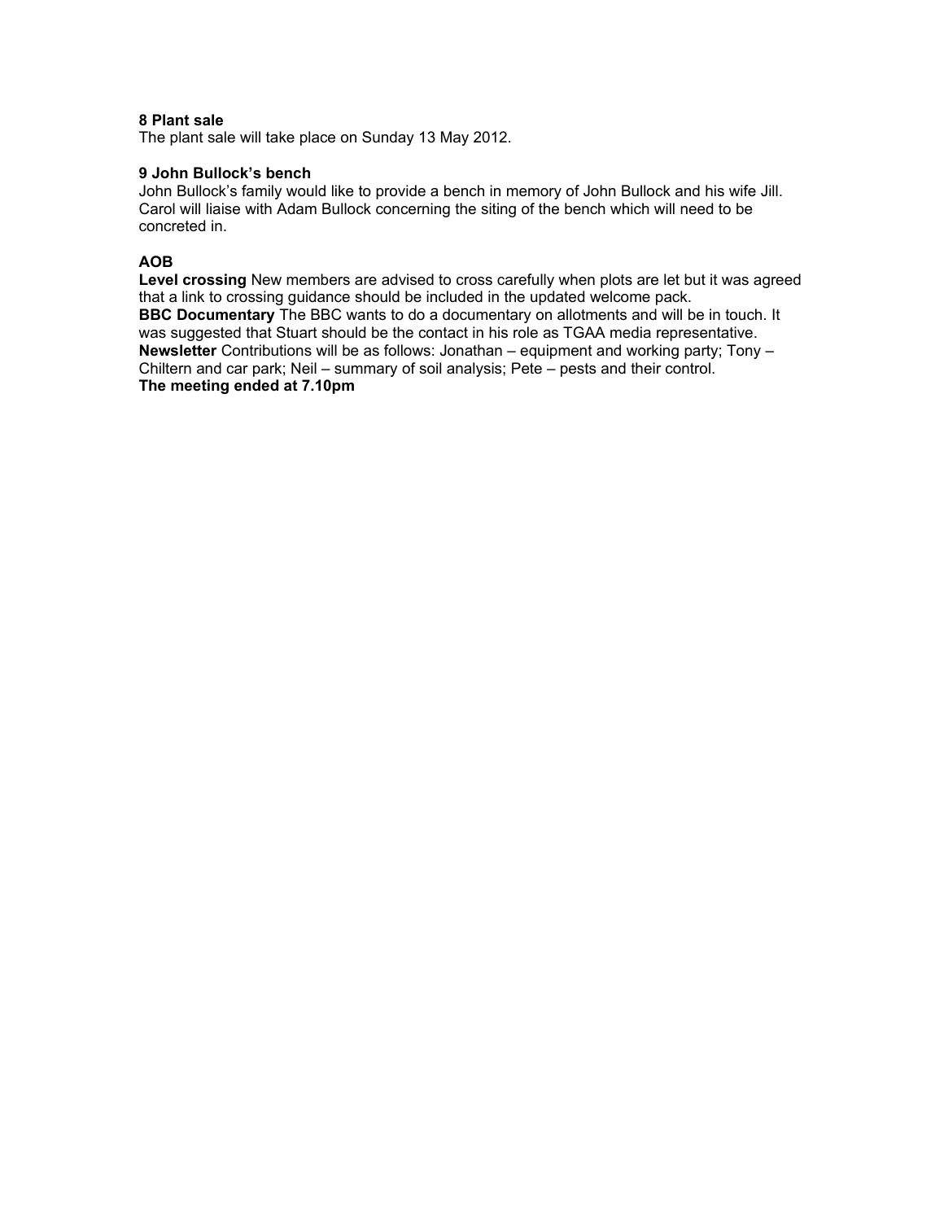**8 Plant sale**
The plant sale will take place on Sunday 13 May 2012.

**9 John Bullock's bench**
John Bullock's family would like to provide a bench in memory of John Bullock and his wife Jill. Carol will liaise with Adam Bullock concerning the siting of the bench which will need to be concreted in.

**AOB**
**Level crossing** New members are advised to cross carefully when plots are let but it was agreed that a link to crossing guidance should be included in the updated welcome pack.
**BBC Documentary** The BBC wants to do a documentary on allotments and will be in touch. It was suggested that Stuart should be the contact in his role as TGAA media representative.
**Newsletter** Contributions will be as follows: Jonathan – equipment and working party; Tony – Chiltern and car park; Neil – summary of soil analysis; Pete – pests and their control.
**The meeting ended at 7.10pm**